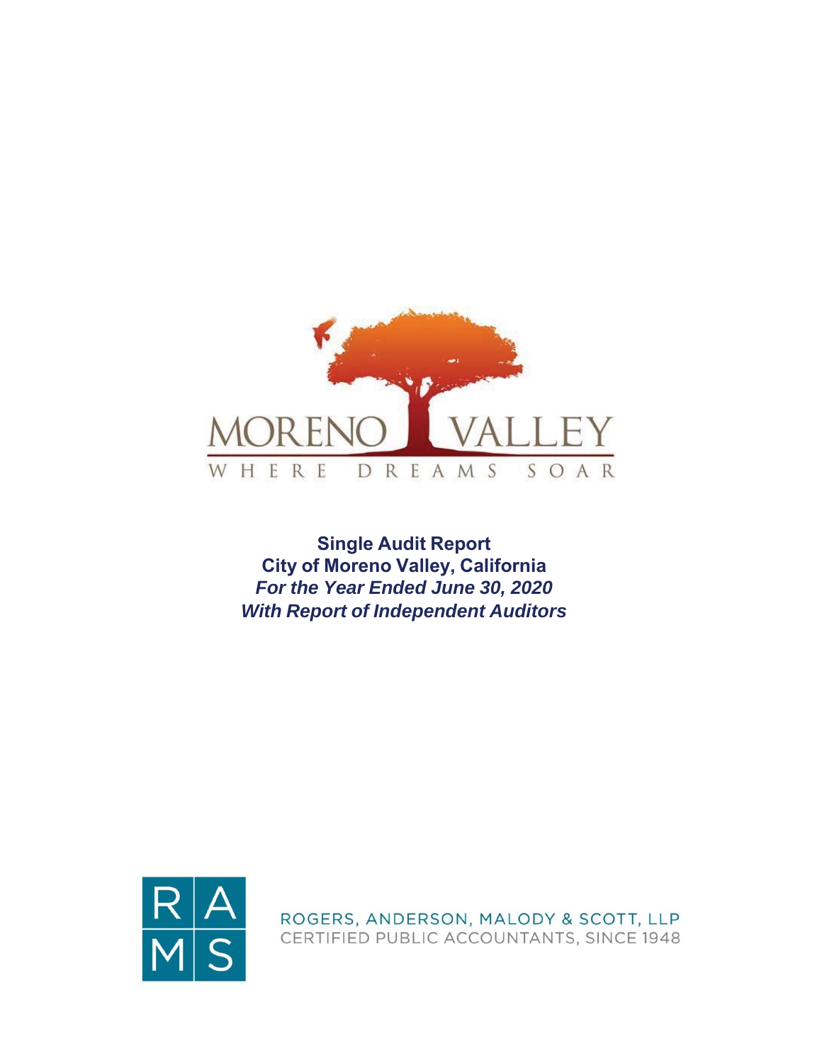MORENO VALLEY

WHERE DREAMS SOAR

**Single Audit Report**
**City of Moreno Valley, California**
***For the Year Ended June 30, 2020***
***With Report of Independent Auditors***

RAMS

ROGERS, ANDERSON, MALODY & SCOTT, LLP
CERTIFIED PUBLIC ACCOUNTANTS, SINCE 1948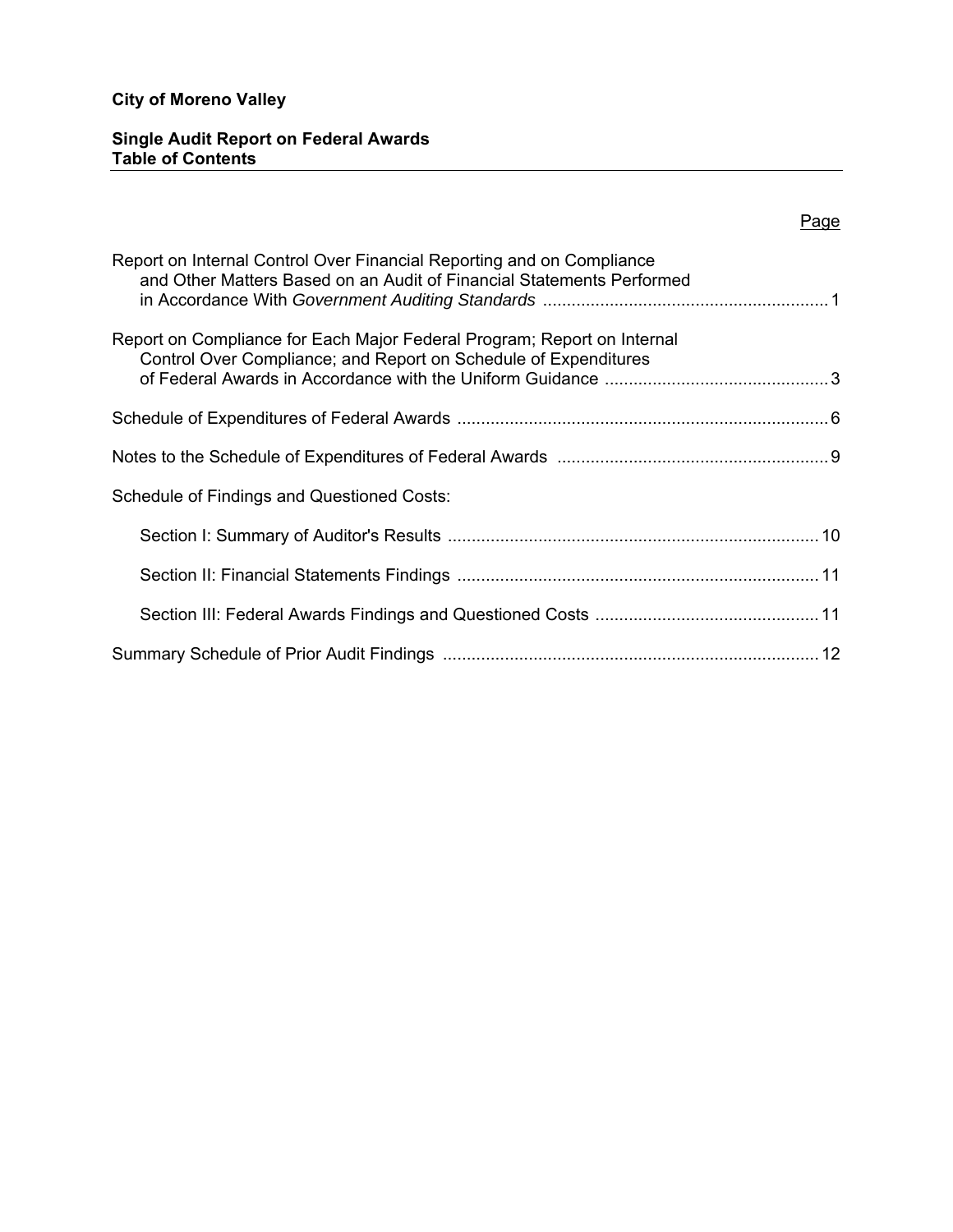**City of Moreno Valley**

**Single Audit Report on Federal Awards**
**Table of Contents**

| | Page |
|---|---|
| Report on Internal Control Over Financial Reporting and on Compliance and Other Matters Based on an Audit of Financial Statements Performed in Accordance With *Government Auditing Standards* | 1 |
| Report on Compliance for Each Major Federal Program; Report on Internal Control Over Compliance; and Report on Schedule of Expenditures of Federal Awards in Accordance with the Uniform Guidance | 3 |
| Schedule of Expenditures of Federal Awards | 6 |
| Notes to the Schedule of Expenditures of Federal Awards | 9 |
| Schedule of Findings and Questioned Costs: | |
| Section I: Summary of Auditor's Results | 10 |
| Section II: Financial Statements Findings | 11 |
| Section III: Federal Awards Findings and Questioned Costs | 11 |
| Summary Schedule of Prior Audit Findings | 12 |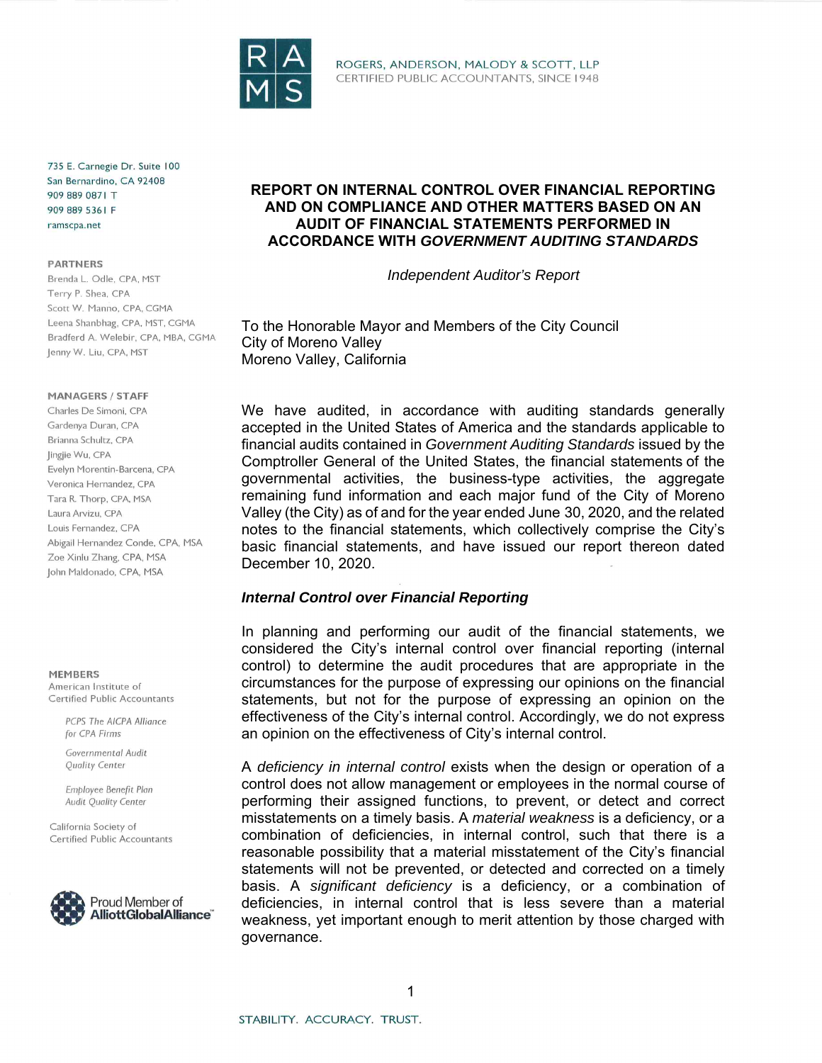RAMS

ROGERS, ANDERSON, MALODY & SCOTT, LLP
CERTIFIED PUBLIC ACCOUNTANTS, SINCE 1948

735 E. Carnegie Dr. Suite 100
San Bernardino, CA 92408
909 889 0871 T
909 889 5361 F
ramscpa.net

PARTNERS
Brenda L. Odle, CPA, MST
Terry P. Shea, CPA
Scott W. Manno, CPA, CGMA
Leena Shanbhag, CPA, MST, CGMA
Bradferd A. Welebir, CPA, MBA, CGMA
Jenny W. Liu, CPA, MST

MANAGERS / STAFF
Charles De Simoni, CPA
Gardenya Duran, CPA
Brianna Schultz, CPA
Jingjie Wu, CPA
Evelyn Morentin-Barcena, CPA
Veronica Hernandez, CPA
Tara R. Thorp, CPA, MSA
Laura Arvizu, CPA
Louis Fernandez, CPA
Abigail Hernandez Conde, CPA, MSA
Zoe Xinlu Zhang, CPA, MSA
John Maldonado, CPA, MSA

MEMBERS
American Institute of Certified Public Accountants

PCPS The AICPA Alliance for CPA Firms

Governmental Audit Quality Center

Employee Benefit Plan Audit Quality Center

California Society of Certified Public Accountants

Proud Member of AlliottGlobalAlliance

# REPORT ON INTERNAL CONTROL OVER FINANCIAL REPORTING AND ON COMPLIANCE AND OTHER MATTERS BASED ON AN AUDIT OF FINANCIAL STATEMENTS PERFORMED IN ACCORDANCE WITH *GOVERNMENT AUDITING STANDARDS*

*Independent Auditor's Report*

To the Honorable Mayor and Members of the City Council
City of Moreno Valley
Moreno Valley, California

We have audited, in accordance with auditing standards generally accepted in the United States of America and the standards applicable to financial audits contained in *Government Auditing Standards* issued by the Comptroller General of the United States, the financial statements of the governmental activities, the business-type activities, the aggregate remaining fund information and each major fund of the City of Moreno Valley (the City) as of and for the year ended June 30, 2020, and the related notes to the financial statements, which collectively comprise the City's basic financial statements, and have issued our report thereon dated December 10, 2020.

### *Internal Control over Financial Reporting*

In planning and performing our audit of the financial statements, we considered the City's internal control over financial reporting (internal control) to determine the audit procedures that are appropriate in the circumstances for the purpose of expressing our opinions on the financial statements, but not for the purpose of expressing an opinion on the effectiveness of the City's internal control. Accordingly, we do not express an opinion on the effectiveness of City's internal control.

A *deficiency in internal control* exists when the design or operation of a control does not allow management or employees in the normal course of performing their assigned functions, to prevent, or detect and correct misstatements on a timely basis. A *material weakness* is a deficiency, or a combination of deficiencies, in internal control, such that there is a reasonable possibility that a material misstatement of the City's financial statements will not be prevented, or detected and corrected on a timely basis. A *significant deficiency* is a deficiency, or a combination of deficiencies, in internal control that is less severe than a material weakness, yet important enough to merit attention by those charged with governance.

STABILITY. ACCURACY. TRUST.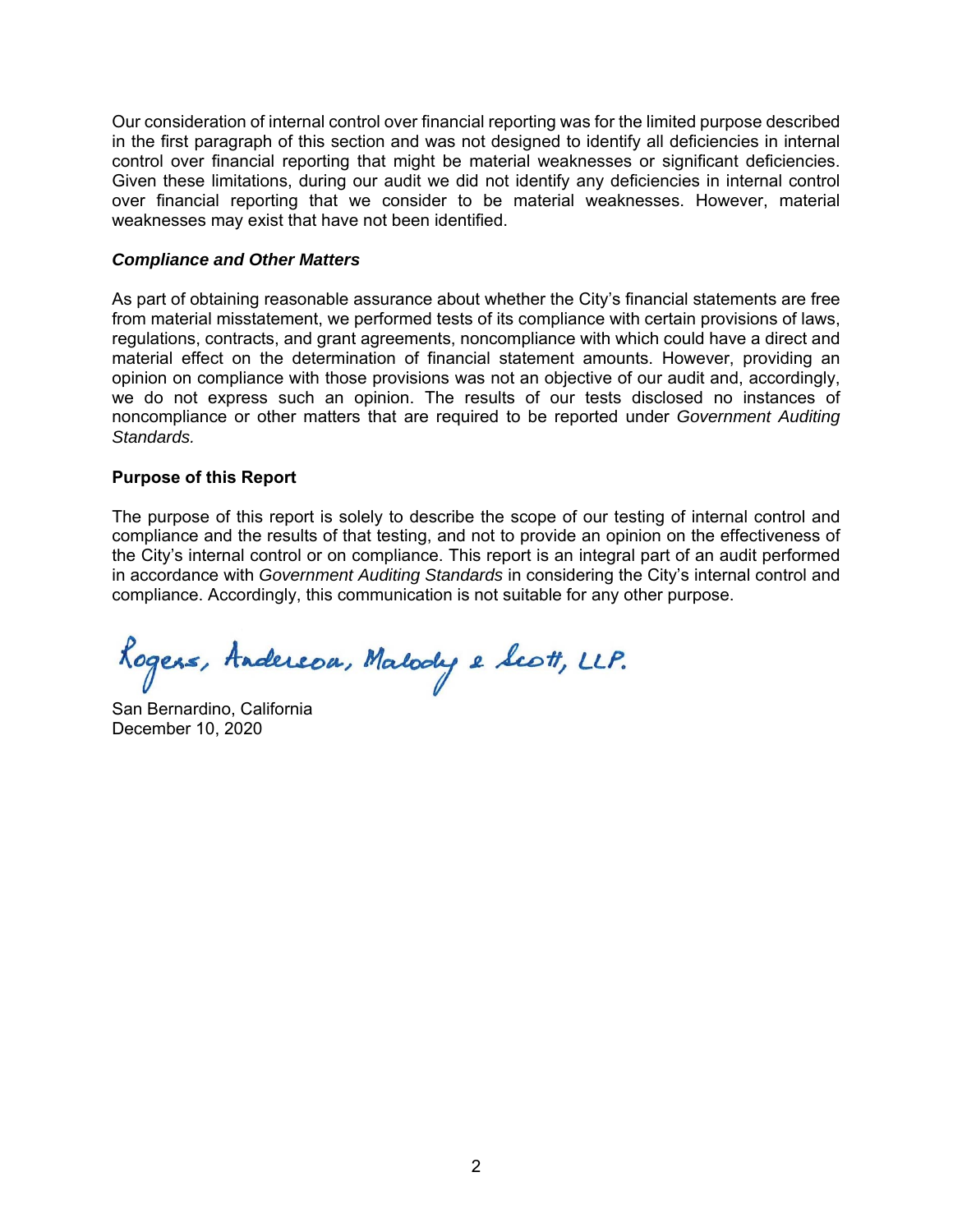Our consideration of internal control over financial reporting was for the limited purpose described in the first paragraph of this section and was not designed to identify all deficiencies in internal control over financial reporting that might be material weaknesses or significant deficiencies. Given these limitations, during our audit we did not identify any deficiencies in internal control over financial reporting that we consider to be material weaknesses. However, material weaknesses may exist that have not been identified.

### *Compliance and Other Matters*

As part of obtaining reasonable assurance about whether the City's financial statements are free from material misstatement, we performed tests of its compliance with certain provisions of laws, regulations, contracts, and grant agreements, noncompliance with which could have a direct and material effect on the determination of financial statement amounts. However, providing an opinion on compliance with those provisions was not an objective of our audit and, accordingly, we do not express such an opinion. The results of our tests disclosed no instances of noncompliance or other matters that are required to be reported under *Government Auditing Standards.*

## Purpose of this Report

The purpose of this report is solely to describe the scope of our testing of internal control and compliance and the results of that testing, and not to provide an opinion on the effectiveness of the City's internal control or on compliance. This report is an integral part of an audit performed in accordance with *Government Auditing Standards* in considering the City's internal control and compliance. Accordingly, this communication is not suitable for any other purpose.

Rogers, Anderson, Malody & Scott, LLP.

San Bernardino, California
December 10, 2020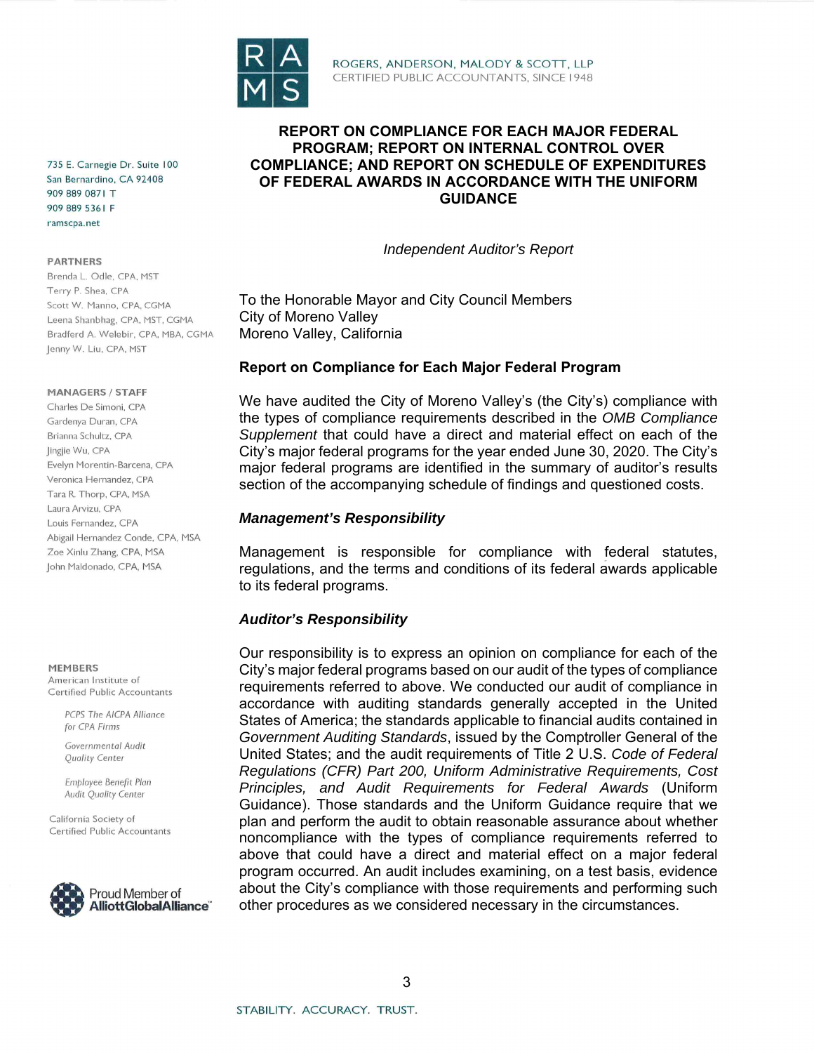RAMS

ROGERS, ANDERSON, MALODY & SCOTT, LLP
CERTIFIED PUBLIC ACCOUNTANTS, SINCE 1948

735 E. Carnegie Dr. Suite 100
San Bernardino, CA 92408
909 889 0871 T
909 889 5361 F
ramscpa.net

PARTNERS
Brenda L. Odle, CPA, MST
Terry P. Shea, CPA
Scott W. Manno, CPA, CGMA
Leena Shanbhag, CPA, MST, CGMA
Bradferd A. Welebir, CPA, MBA, CGMA
Jenny W. Liu, CPA, MST

MANAGERS / STAFF
Charles De Simoni, CPA
Gardenya Duran, CPA
Brianna Schultz, CPA
Jingjie Wu, CPA
Evelyn Morentin-Barcena, CPA
Veronica Hernandez, CPA
Tara R. Thorp, CPA, MSA
Laura Arvizu, CPA
Louis Fernandez, CPA
Abigail Hernandez Conde, CPA, MSA
Zoe Xinlu Zhang, CPA, MSA
John Maldonado, CPA, MSA

MEMBERS
American Institute of Certified Public Accountants

PCPS The AICPA Alliance for CPA Firms

Governmental Audit Quality Center

Employee Benefit Plan Audit Quality Center

California Society of Certified Public Accountants

Proud Member of AlliottGlobalAlliance

# REPORT ON COMPLIANCE FOR EACH MAJOR FEDERAL PROGRAM; REPORT ON INTERNAL CONTROL OVER COMPLIANCE; AND REPORT ON SCHEDULE OF EXPENDITURES OF FEDERAL AWARDS IN ACCORDANCE WITH THE UNIFORM GUIDANCE

*Independent Auditor's Report*

To the Honorable Mayor and City Council Members
City of Moreno Valley
Moreno Valley, California

## Report on Compliance for Each Major Federal Program

We have audited the City of Moreno Valley's (the City's) compliance with the types of compliance requirements described in the *OMB Compliance Supplement* that could have a direct and material effect on each of the City's major federal programs for the year ended June 30, 2020. The City's major federal programs are identified in the summary of auditor's results section of the accompanying schedule of findings and questioned costs.

### *Management's Responsibility*

Management is responsible for compliance with federal statutes, regulations, and the terms and conditions of its federal awards applicable to its federal programs.

### *Auditor's Responsibility*

Our responsibility is to express an opinion on compliance for each of the City's major federal programs based on our audit of the types of compliance requirements referred to above. We conducted our audit of compliance in accordance with auditing standards generally accepted in the United States of America; the standards applicable to financial audits contained in *Government Auditing Standards*, issued by the Comptroller General of the United States; and the audit requirements of Title 2 U.S. *Code of Federal Regulations (CFR) Part 200, Uniform Administrative Requirements, Cost Principles, and Audit Requirements for Federal Awards* (Uniform Guidance). Those standards and the Uniform Guidance require that we plan and perform the audit to obtain reasonable assurance about whether noncompliance with the types of compliance requirements referred to above that could have a direct and material effect on a major federal program occurred. An audit includes examining, on a test basis, evidence about the City's compliance with those requirements and performing such other procedures as we considered necessary in the circumstances.

STABILITY. ACCURACY. TRUST.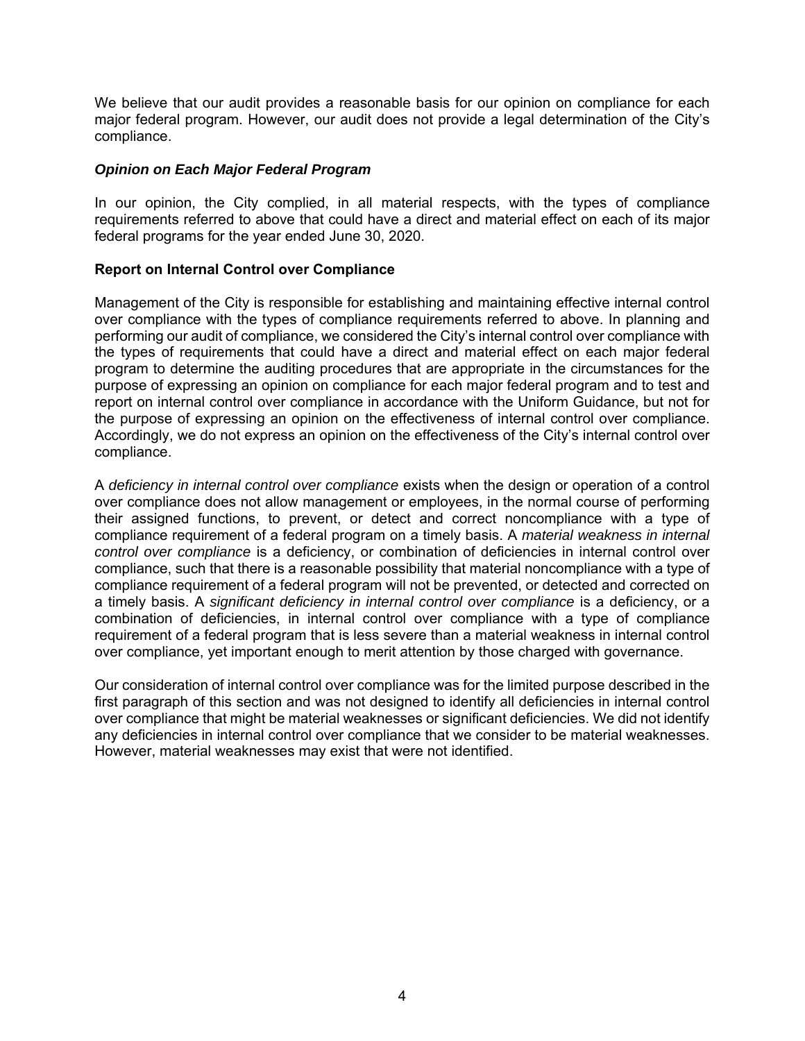We believe that our audit provides a reasonable basis for our opinion on compliance for each major federal program. However, our audit does not provide a legal determination of the City's compliance.

### *Opinion on Each Major Federal Program*

In our opinion, the City complied, in all material respects, with the types of compliance requirements referred to above that could have a direct and material effect on each of its major federal programs for the year ended June 30, 2020.

### Report on Internal Control over Compliance

Management of the City is responsible for establishing and maintaining effective internal control over compliance with the types of compliance requirements referred to above. In planning and performing our audit of compliance, we considered the City's internal control over compliance with the types of requirements that could have a direct and material effect on each major federal program to determine the auditing procedures that are appropriate in the circumstances for the purpose of expressing an opinion on compliance for each major federal program and to test and report on internal control over compliance in accordance with the Uniform Guidance, but not for the purpose of expressing an opinion on the effectiveness of internal control over compliance. Accordingly, we do not express an opinion on the effectiveness of the City's internal control over compliance.

A *deficiency in internal control over compliance* exists when the design or operation of a control over compliance does not allow management or employees, in the normal course of performing their assigned functions, to prevent, or detect and correct noncompliance with a type of compliance requirement of a federal program on a timely basis. A *material weakness in internal control over compliance* is a deficiency, or combination of deficiencies in internal control over compliance, such that there is a reasonable possibility that material noncompliance with a type of compliance requirement of a federal program will not be prevented, or detected and corrected on a timely basis. A *significant deficiency in internal control over compliance* is a deficiency, or a combination of deficiencies, in internal control over compliance with a type of compliance requirement of a federal program that is less severe than a material weakness in internal control over compliance, yet important enough to merit attention by those charged with governance.

Our consideration of internal control over compliance was for the limited purpose described in the first paragraph of this section and was not designed to identify all deficiencies in internal control over compliance that might be material weaknesses or significant deficiencies. We did not identify any deficiencies in internal control over compliance that we consider to be material weaknesses. However, material weaknesses may exist that were not identified.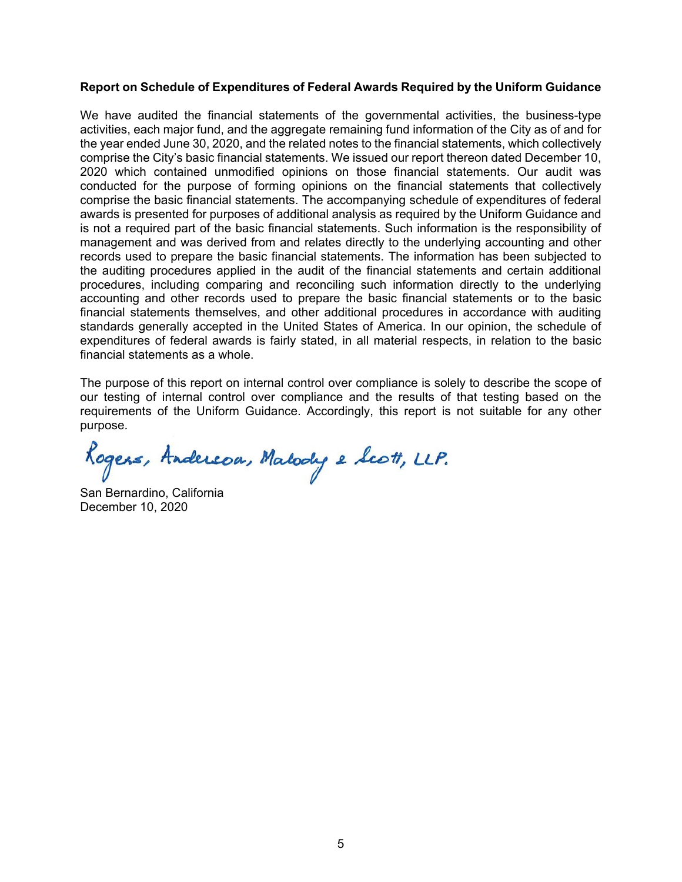**Report on Schedule of Expenditures of Federal Awards Required by the Uniform Guidance**

We have audited the financial statements of the governmental activities, the business-type activities, each major fund, and the aggregate remaining fund information of the City as of and for the year ended June 30, 2020, and the related notes to the financial statements, which collectively comprise the City's basic financial statements. We issued our report thereon dated December 10, 2020 which contained unmodified opinions on those financial statements. Our audit was conducted for the purpose of forming opinions on the financial statements that collectively comprise the basic financial statements. The accompanying schedule of expenditures of federal awards is presented for purposes of additional analysis as required by the Uniform Guidance and is not a required part of the basic financial statements. Such information is the responsibility of management and was derived from and relates directly to the underlying accounting and other records used to prepare the basic financial statements. The information has been subjected to the auditing procedures applied in the audit of the financial statements and certain additional procedures, including comparing and reconciling such information directly to the underlying accounting and other records used to prepare the basic financial statements or to the basic financial statements themselves, and other additional procedures in accordance with auditing standards generally accepted in the United States of America. In our opinion, the schedule of expenditures of federal awards is fairly stated, in all material respects, in relation to the basic financial statements as a whole.

The purpose of this report on internal control over compliance is solely to describe the scope of our testing of internal control over compliance and the results of that testing based on the requirements of the Uniform Guidance. Accordingly, this report is not suitable for any other purpose.

Rogers, Anderson, Malody & Scott, LLP.

San Bernardino, California
December 10, 2020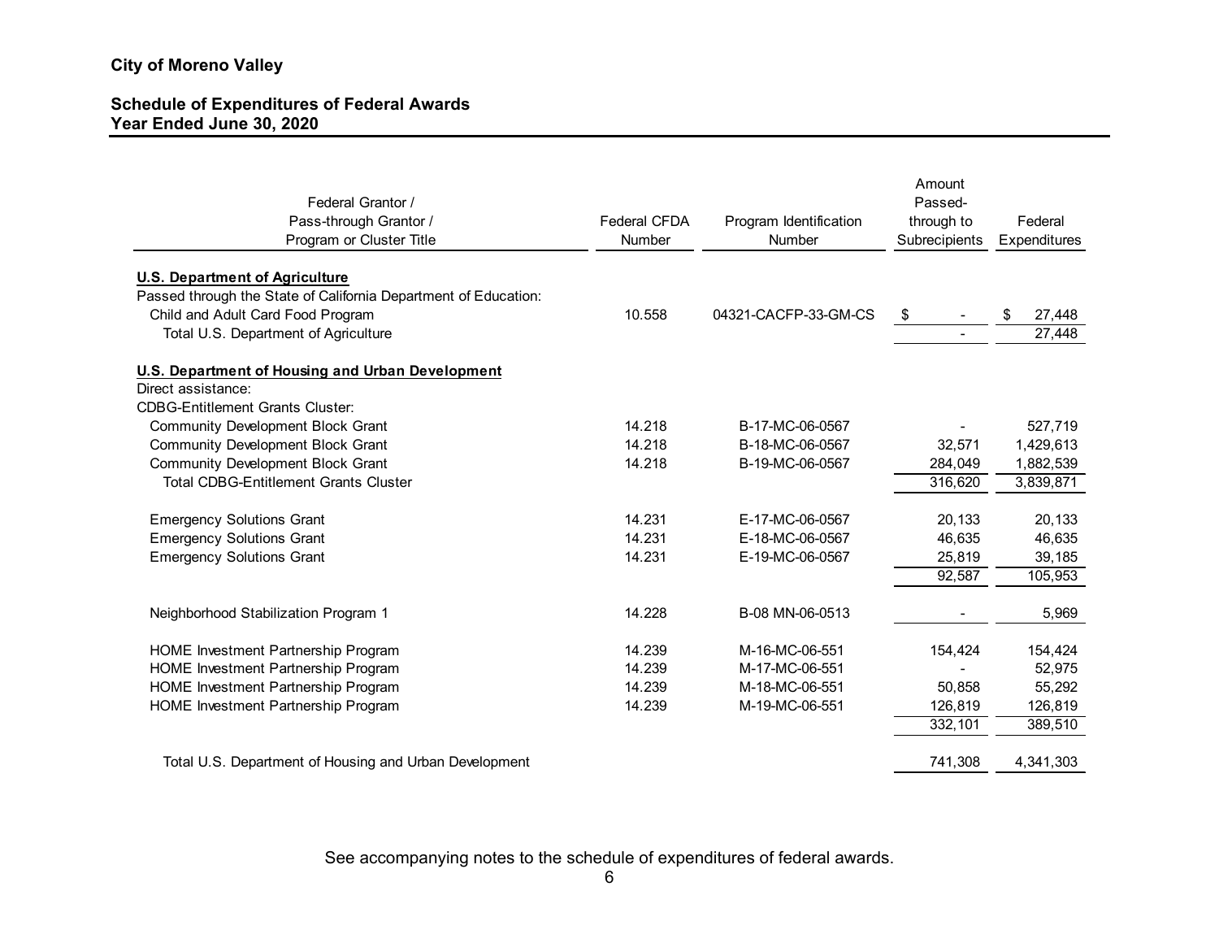**City of Moreno Valley**

**Schedule of Expenditures of Federal Awards**
**Year Ended June 30, 2020**

| Federal Grantor / Pass-through Grantor / Program or Cluster Title | Federal CFDA Number | Program Identification Number | Amount Passed-through to Subrecipients | Federal Expenditures |
|---|---|---|---|---|
| **U.S. Department of Agriculture** | | | | |
| Passed through the State of California Department of Education: | | | | |
| Child and Adult Card Food Program | 10.558 | 04321-CACFP-33-GM-CS | $ - | $ 27,448 |
| Total U.S. Department of Agriculture | | | - | 27,448 |
| **U.S. Department of Housing and Urban Development** | | | | |
| Direct assistance: | | | | |
| CDBG-Entitlement Grants Cluster: | | | | |
| Community Development Block Grant | 14.218 | B-17-MC-06-0567 | - | 527,719 |
| Community Development Block Grant | 14.218 | B-18-MC-06-0567 | 32,571 | 1,429,613 |
| Community Development Block Grant | 14.218 | B-19-MC-06-0567 | 284,049 | 1,882,539 |
| Total CDBG-Entitlement Grants Cluster | | | 316,620 | 3,839,871 |
| Emergency Solutions Grant | 14.231 | E-17-MC-06-0567 | 20,133 | 20,133 |
| Emergency Solutions Grant | 14.231 | E-18-MC-06-0567 | 46,635 | 46,635 |
| Emergency Solutions Grant | 14.231 | E-19-MC-06-0567 | 25,819 | 39,185 |
| | | | 92,587 | 105,953 |
| Neighborhood Stabilization Program 1 | 14.228 | B-08 MN-06-0513 | - | 5,969 |
| HOME Investment Partnership Program | 14.239 | M-16-MC-06-551 | 154,424 | 154,424 |
| HOME Investment Partnership Program | 14.239 | M-17-MC-06-551 | - | 52,975 |
| HOME Investment Partnership Program | 14.239 | M-18-MC-06-551 | 50,858 | 55,292 |
| HOME Investment Partnership Program | 14.239 | M-19-MC-06-551 | 126,819 | 126,819 |
| | | | 332,101 | 389,510 |
| Total U.S. Department of Housing and Urban Development | | | 741,308 | 4,341,303 |

See accompanying notes to the schedule of expenditures of federal awards.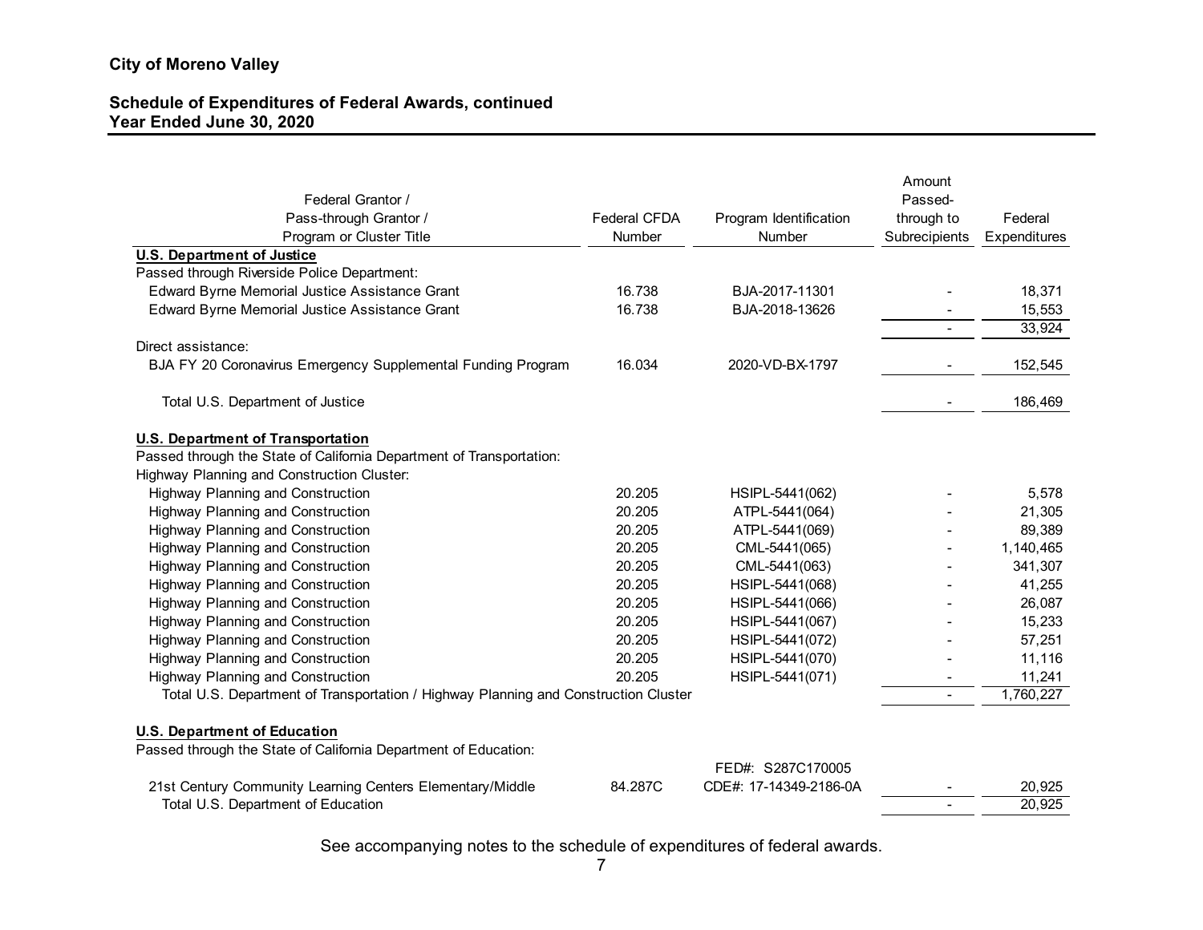**City of Moreno Valley**

**Schedule of Expenditures of Federal Awards, continued**
**Year Ended June 30, 2020**

| Federal Grantor / Pass-through Grantor / Program or Cluster Title | Federal CFDA Number | Program Identification Number | Amount Passed-through to Subrecipients | Federal Expenditures |
|---|---|---|---|---|
| **U.S. Department of Justice** | | | | |
| Passed through Riverside Police Department: | | | | |
| Edward Byrne Memorial Justice Assistance Grant | 16.738 | BJA-2017-11301 | - | 18,371 |
| Edward Byrne Memorial Justice Assistance Grant | 16.738 | BJA-2018-13626 | - | 15,553 |
| | | | - | 33,924 |
| Direct assistance: | | | | |
| BJA FY 20 Coronavirus Emergency Supplemental Funding Program | 16.034 | 2020-VD-BX-1797 | - | 152,545 |
| Total U.S. Department of Justice | | | - | 186,469 |
| **U.S. Department of Transportation** | | | | |
| Passed through the State of California Department of Transportation: | | | | |
| Highway Planning and Construction Cluster: | | | | |
| Highway Planning and Construction | 20.205 | HSIPL-5441(062) | - | 5,578 |
| Highway Planning and Construction | 20.205 | ATPL-5441(064) | - | 21,305 |
| Highway Planning and Construction | 20.205 | ATPL-5441(069) | - | 89,389 |
| Highway Planning and Construction | 20.205 | CML-5441(065) | - | 1,140,465 |
| Highway Planning and Construction | 20.205 | CML-5441(063) | - | 341,307 |
| Highway Planning and Construction | 20.205 | HSIPL-5441(068) | - | 41,255 |
| Highway Planning and Construction | 20.205 | HSIPL-5441(066) | - | 26,087 |
| Highway Planning and Construction | 20.205 | HSIPL-5441(067) | - | 15,233 |
| Highway Planning and Construction | 20.205 | HSIPL-5441(072) | - | 57,251 |
| Highway Planning and Construction | 20.205 | HSIPL-5441(070) | - | 11,116 |
| Highway Planning and Construction | 20.205 | HSIPL-5441(071) | - | 11,241 |
| Total U.S. Department of Transportation / Highway Planning and Construction Cluster | | | - | 1,760,227 |
| **U.S. Department of Education** | | | | |
| Passed through the State of California Department of Education: | | | | |
| 21st Century Community Learning Centers Elementary/Middle | 84.287C | FED#: S287C170005 CDE#: 17-14349-2186-0A | - | 20,925 |
| Total U.S. Department of Education | | | - | 20,925 |

See accompanying notes to the schedule of expenditures of federal awards.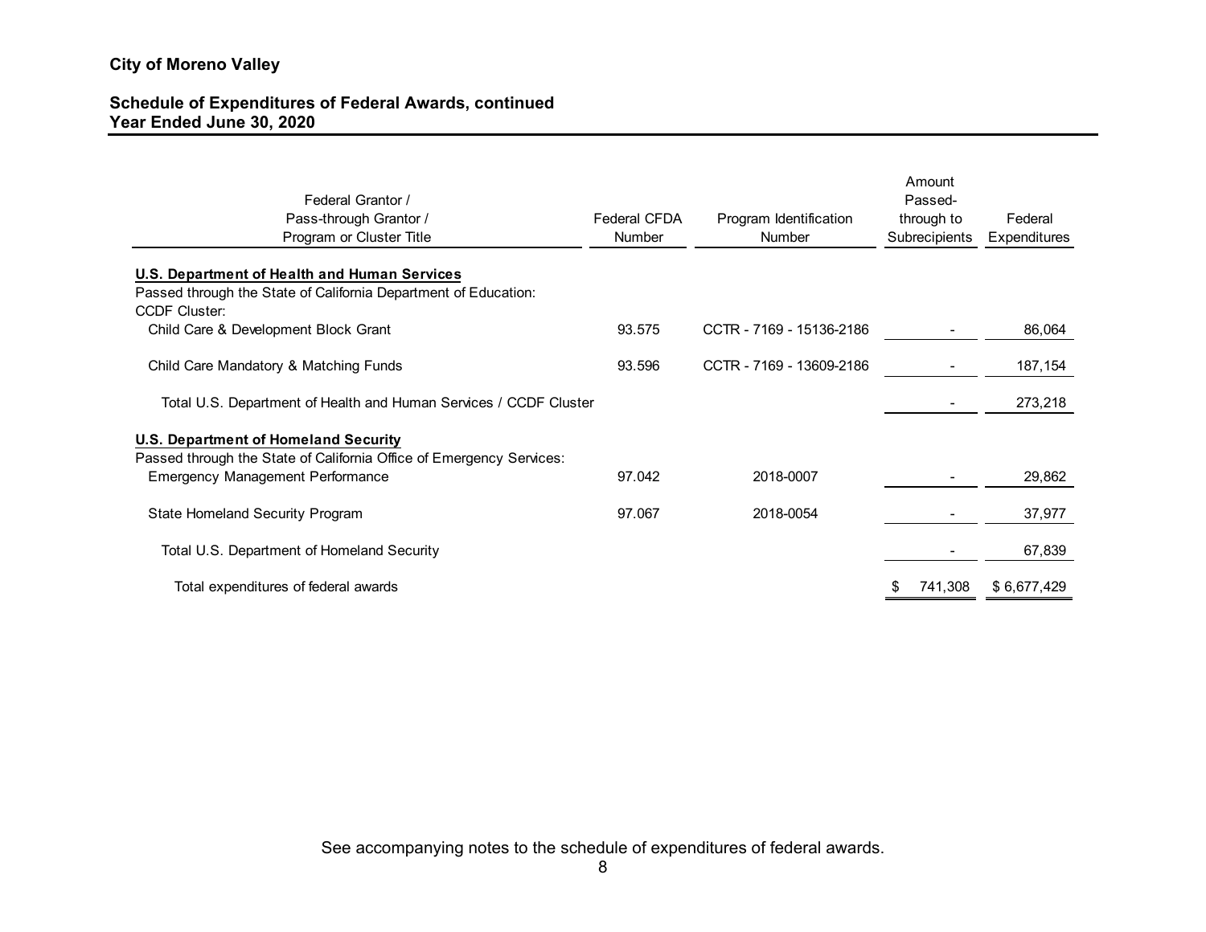**City of Moreno Valley**

**Schedule of Expenditures of Federal Awards, continued**
**Year Ended June 30, 2020**

| Federal Grantor / Pass-through Grantor / Program or Cluster Title | Federal CFDA Number | Program Identification Number | Amount Passed-through to Subrecipients | Federal Expenditures |
|---|---|---|---|---|
| **U.S. Department of Health and Human Services** | | | | |
| Passed through the State of California Department of Education: | | | | |
| CCDF Cluster: | | | | |
| Child Care & Development Block Grant | 93.575 | CCTR - 7169 - 15136-2186 | - | 86,064 |
| Child Care Mandatory & Matching Funds | 93.596 | CCTR - 7169 - 13609-2186 | - | 187,154 |
| Total U.S. Department of Health and Human Services / CCDF Cluster | | | - | 273,218 |
| **U.S. Department of Homeland Security** | | | | |
| Passed through the State of California Office of Emergency Services: | | | | |
| Emergency Management Performance | 97.042 | 2018-0007 | - | 29,862 |
| State Homeland Security Program | 97.067 | 2018-0054 | - | 37,977 |
| Total U.S. Department of Homeland Security | | | - | 67,839 |
| Total expenditures of federal awards | | | $ 741,308 | $ 6,677,429 |

See accompanying notes to the schedule of expenditures of federal awards.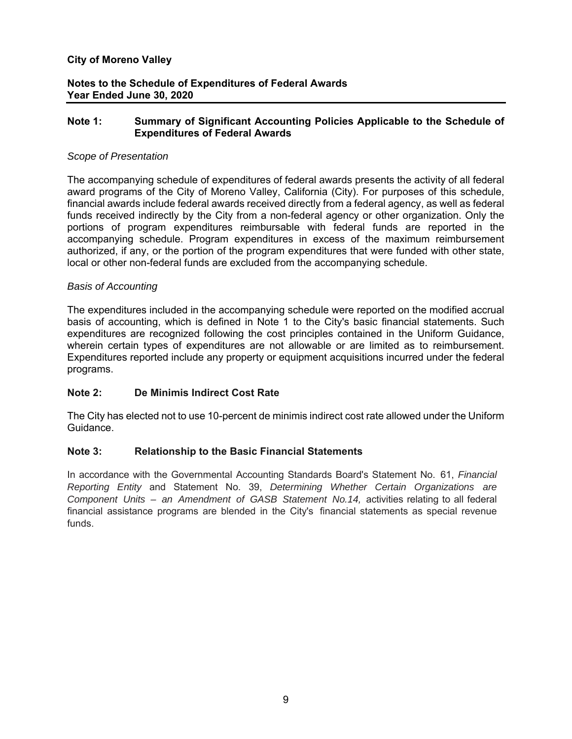**City of Moreno Valley**

**Notes to the Schedule of Expenditures of Federal Awards**
**Year Ended June 30, 2020**

## Note 1: Summary of Significant Accounting Policies Applicable to the Schedule of Expenditures of Federal Awards

*Scope of Presentation*

The accompanying schedule of expenditures of federal awards presents the activity of all federal award programs of the City of Moreno Valley, California (City). For purposes of this schedule, financial awards include federal awards received directly from a federal agency, as well as federal funds received indirectly by the City from a non-federal agency or other organization. Only the portions of program expenditures reimbursable with federal funds are reported in the accompanying schedule. Program expenditures in excess of the maximum reimbursement authorized, if any, or the portion of the program expenditures that were funded with other state, local or other non-federal funds are excluded from the accompanying schedule.

*Basis of Accounting*

The expenditures included in the accompanying schedule were reported on the modified accrual basis of accounting, which is defined in Note 1 to the City's basic financial statements. Such expenditures are recognized following the cost principles contained in the Uniform Guidance, wherein certain types of expenditures are not allowable or are limited as to reimbursement. Expenditures reported include any property or equipment acquisitions incurred under the federal programs.

## Note 2: De Minimis Indirect Cost Rate

The City has elected not to use 10-percent de minimis indirect cost rate allowed under the Uniform Guidance.

## Note 3: Relationship to the Basic Financial Statements

In accordance with the Governmental Accounting Standards Board's Statement No. 61, *Financial Reporting Entity* and Statement No. 39, *Determining Whether Certain Organizations are Component Units – an Amendment of GASB Statement No.14,* activities relating to all federal financial assistance programs are blended in the City's financial statements as special revenue funds.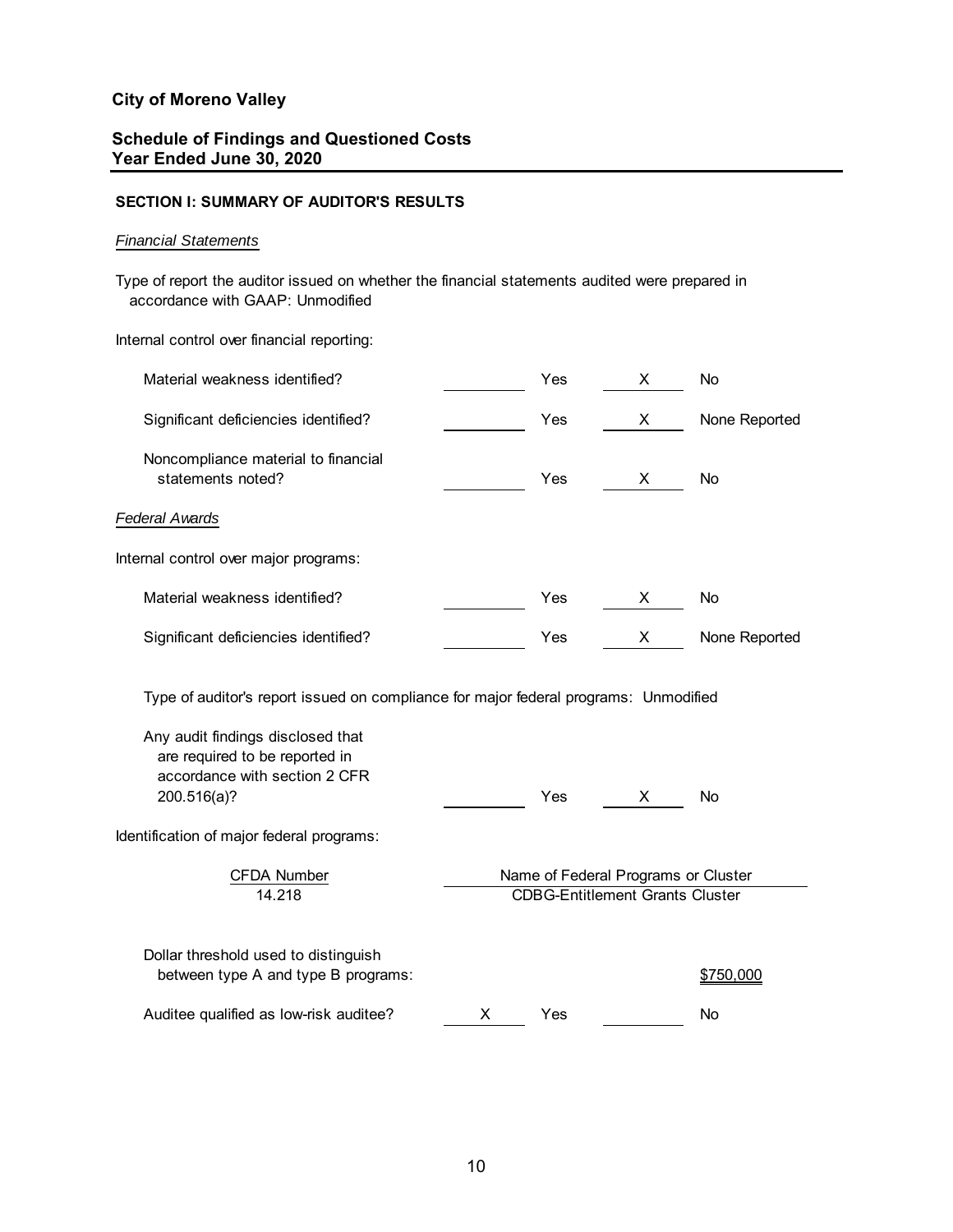# City of Moreno Valley

## Schedule of Findings and Questioned Costs
## Year Ended June 30, 2020

### SECTION I: SUMMARY OF AUDITOR'S RESULTS

*Financial Statements*

Type of report the auditor issued on whether the financial statements audited were prepared in accordance with GAAP: Unmodified

Internal control over financial reporting:

| | | | | |
|---|---|---|---|---|
| Material weakness identified? | | Yes | X | No |
| Significant deficiencies identified? | | Yes | X | None Reported |
| Noncompliance material to financial statements noted? | | Yes | X | No |

*Federal Awards*

Internal control over major programs:

| | | | | |
|---|---|---|---|---|
| Material weakness identified? | | Yes | X | No |
| Significant deficiencies identified? | | Yes | X | None Reported |

Type of auditor's report issued on compliance for major federal programs: Unmodified

| | | | | |
|---|---|---|---|---|
| Any audit findings disclosed that are required to be reported in accordance with section 2 CFR 200.516(a)? | | Yes | X | No |

Identification of major federal programs:

| CFDA Number | Name of Federal Programs or Cluster |
|---|---|
| 14.218 | CDBG-Entitlement Grants Cluster |

Dollar threshold used to distinguish between type A and type B programs: $750,000

| | | | | |
|---|---|---|---|---|
| Auditee qualified as low-risk auditee? | X | Yes | | No |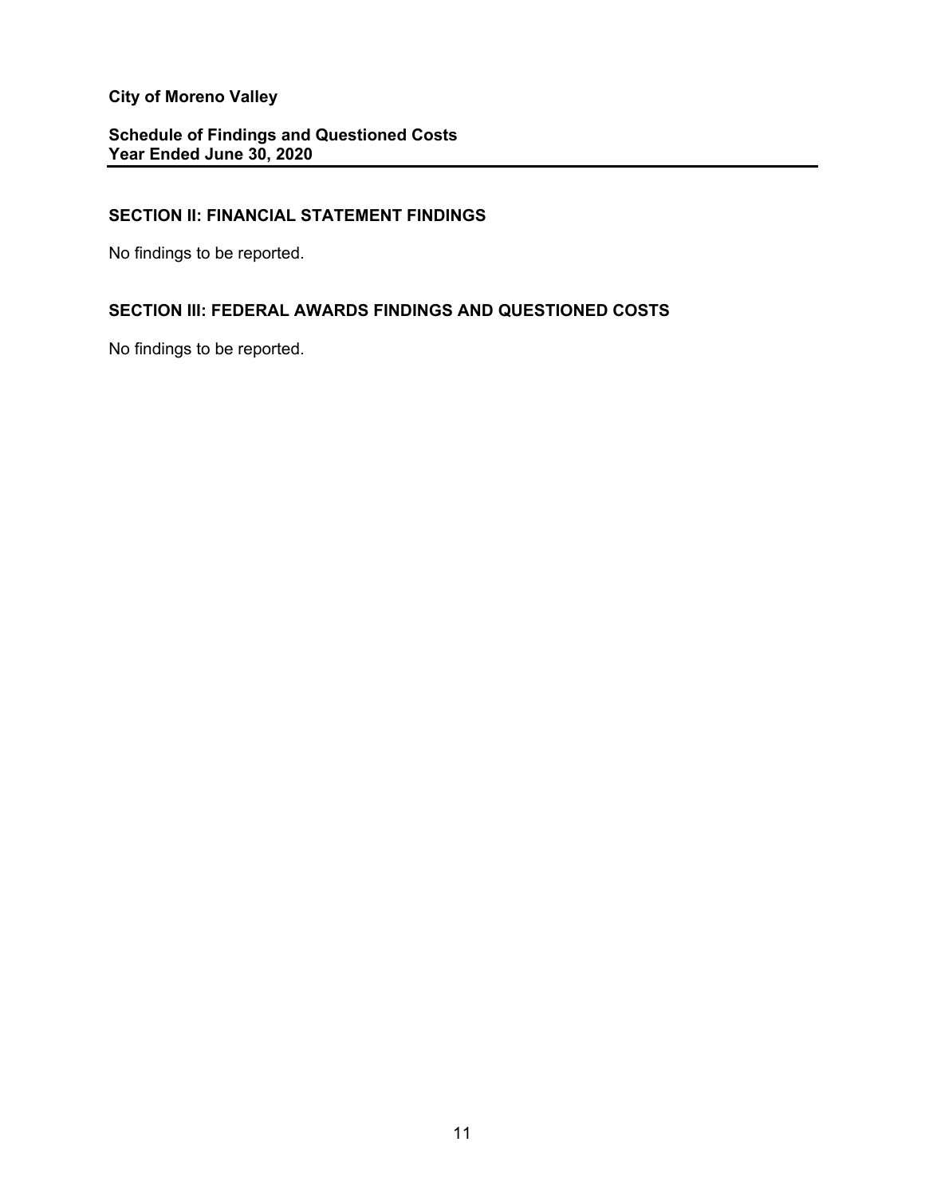**City of Moreno Valley**

**Schedule of Findings and Questioned Costs**
**Year Ended June 30, 2020**

## SECTION II: FINANCIAL STATEMENT FINDINGS

No findings to be reported.

## SECTION III: FEDERAL AWARDS FINDINGS AND QUESTIONED COSTS

No findings to be reported.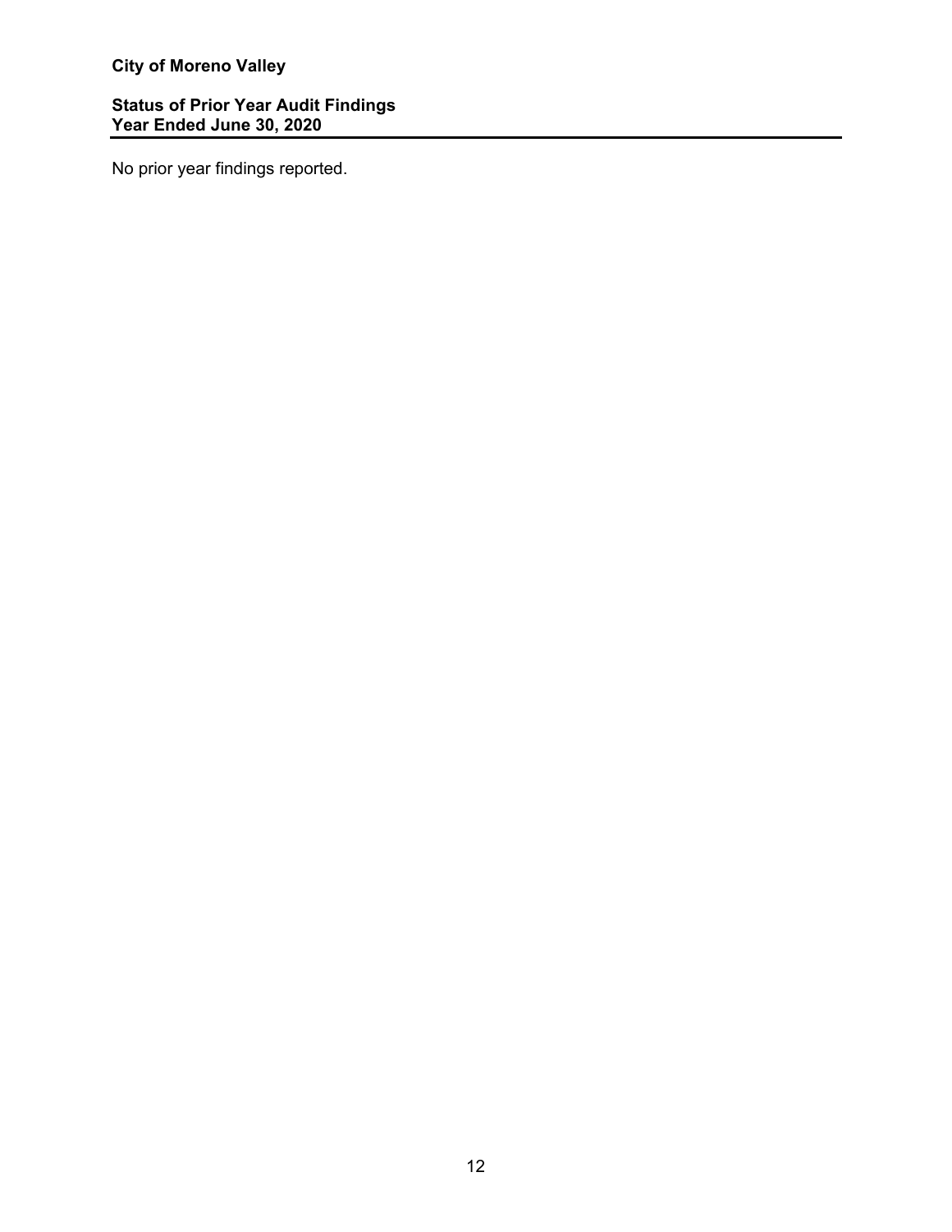**City of Moreno Valley**

**Status of Prior Year Audit Findings**
**Year Ended June 30, 2020**

No prior year findings reported.